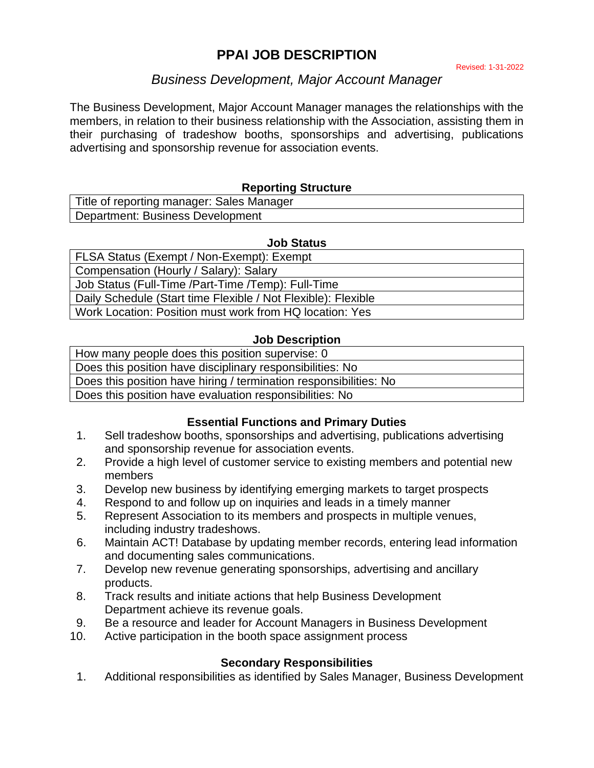# PPAI JOB DESCRIPTION

Revised: 1-31-2022

## *Business Development, Major Account Manager*

The Business Development, Major Account Manager manages the relationships with the members, in relation to their business relationship with the Association, assisting them in their purchasing of tradeshow booths, sponsorships and advertising, publications advertising and sponsorship revenue for association events.

### Reporting Structure

| Reporting Structure |
|---|
| Title of reporting manager: Sales Manager |
| Department: Business Development |

### Job Status

| Job Status |
|---|
| FLSA Status (Exempt / Non-Exempt): Exempt |
| Compensation (Hourly / Salary): Salary |
| Job Status (Full-Time /Part-Time /Temp): Full-Time |
| Daily Schedule (Start time Flexible / Not Flexible): Flexible |
| Work Location: Position must work from HQ location: Yes |

### Job Description

| Job Description |
|---|
| How many people does this position supervise: 0 |
| Does this position have disciplinary responsibilities: No |
| Does this position have hiring / termination responsibilities: No |
| Does this position have evaluation responsibilities: No |

### Essential Functions and Primary Duties

1. Sell tradeshow booths, sponsorships and advertising, publications advertising and sponsorship revenue for association events.
2. Provide a high level of customer service to existing members and potential new members
3. Develop new business by identifying emerging markets to target prospects
4. Respond to and follow up on inquiries and leads in a timely manner
5. Represent Association to its members and prospects in multiple venues, including industry tradeshows.
6. Maintain ACT! Database by updating member records, entering lead information and documenting sales communications.
7. Develop new revenue generating sponsorships, advertising and ancillary products.
8. Track results and initiate actions that help Business Development Department achieve its revenue goals.
9. Be a resource and leader for Account Managers in Business Development
10. Active participation in the booth space assignment process

### Secondary Responsibilities

1. Additional responsibilities as identified by Sales Manager, Business Development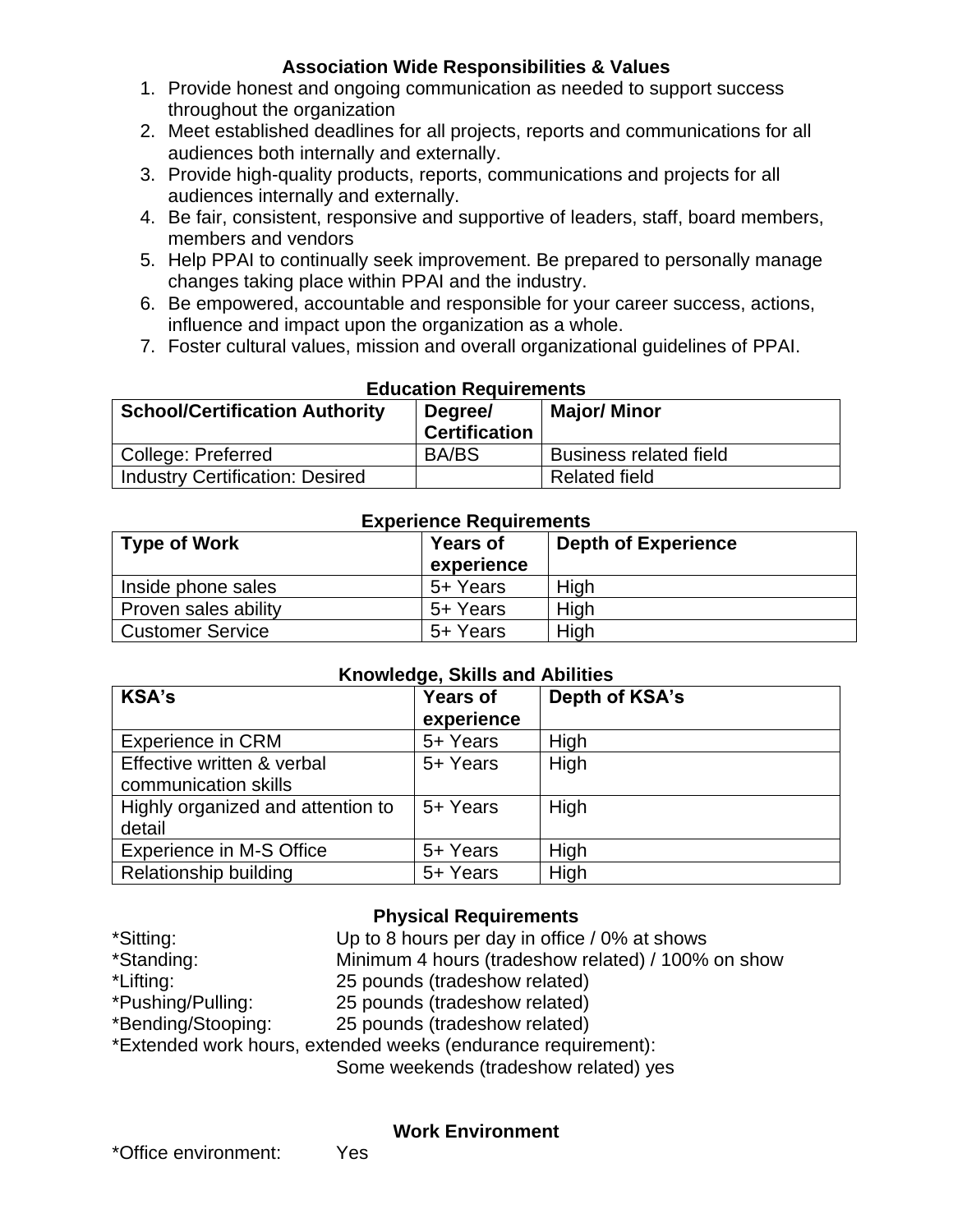## Association Wide Responsibilities & Values

1. Provide honest and ongoing communication as needed to support success throughout the organization
2. Meet established deadlines for all projects, reports and communications for all audiences both internally and externally.
3. Provide high-quality products, reports, communications and projects for all audiences internally and externally.
4. Be fair, consistent, responsive and supportive of leaders, staff, board members, members and vendors
5. Help PPAI to continually seek improvement. Be prepared to personally manage changes taking place within PPAI and the industry.
6. Be empowered, accountable and responsible for your career success, actions, influence and impact upon the organization as a whole.
7. Foster cultural values, mission and overall organizational guidelines of PPAI.

## Education Requirements

| School/Certification Authority | Degree/ Certification | Major/ Minor |
|---|---|---|
| College: Preferred | BA/BS | Business related field |
| Industry Certification: Desired | | Related field |

## Experience Requirements

| Type of Work | Years of experience | Depth of Experience |
|---|---|---|
| Inside phone sales | 5+ Years | High |
| Proven sales ability | 5+ Years | High |
| Customer Service | 5+ Years | High |

## Knowledge, Skills and Abilities

| KSA's | Years of experience | Depth of KSA's |
|---|---|---|
| Experience in CRM | 5+ Years | High |
| Effective written & verbal communication skills | 5+ Years | High |
| Highly organized and attention to detail | 5+ Years | High |
| Experience in M-S Office | 5+ Years | High |
| Relationship building | 5+ Years | High |

## Physical Requirements

*Sitting: Up to 8 hours per day in office / 0% at shows
*Standing: Minimum 4 hours (tradeshow related) / 100% on show
*Lifting: 25 pounds (tradeshow related)
*Pushing/Pulling: 25 pounds (tradeshow related)
*Bending/Stooping: 25 pounds (tradeshow related)
*Extended work hours, extended weeks (endurance requirement):
Some weekends (tradeshow related) yes

## Work Environment

*Office environment: Yes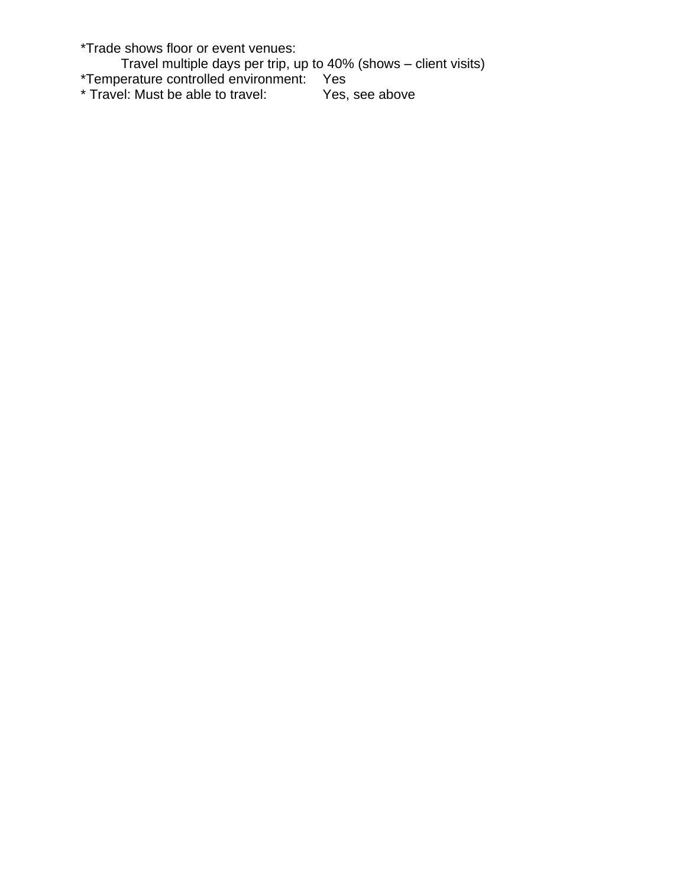*Trade shows floor or event venues:

Travel multiple days per trip, up to 40% (shows – client visits)

*Temperature controlled environment: Yes

* Travel: Must be able to travel: Yes, see above